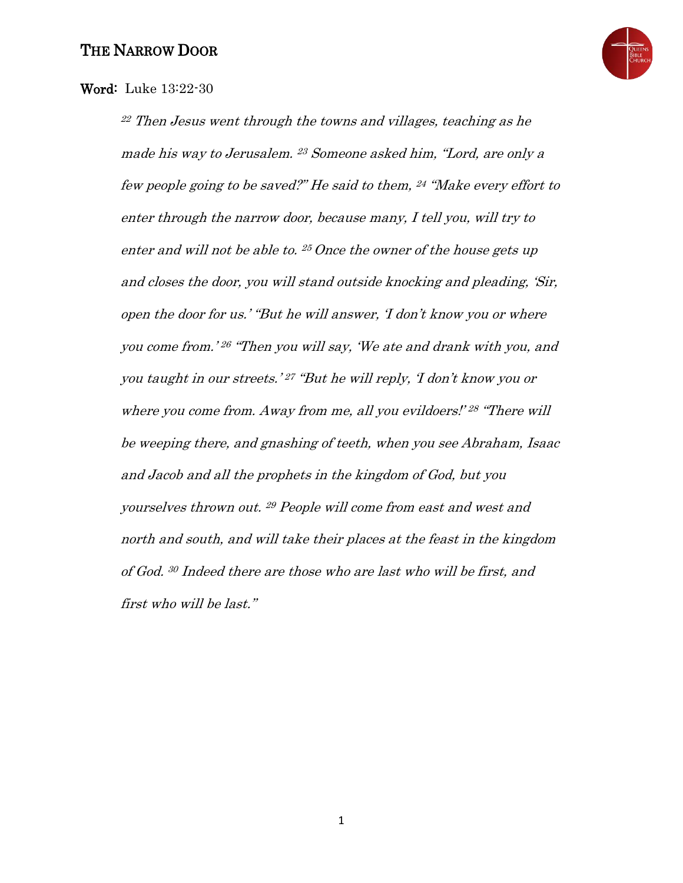# THE NARROW DOOR

**Word:** Luke 13:22-30

> [22] *Then Jesus went through the towns and villages, teaching as he made his way to Jerusalem.* [23] *Someone asked him, "Lord, are only a few people going to be saved?" He said to them,* [24] *"Make every effort to enter through the narrow door, because many, I tell you, will try to enter and will not be able to.* [25] *Once the owner of the house gets up and closes the door, you will stand outside knocking and pleading, 'Sir, open the door for us.' "But he will answer, 'I don't know you or where you come from.'* [26] *"Then you will say, 'We ate and drank with you, and you taught in our streets.'* [27] *"But he will reply, 'I don't know you or where you come from. Away from me, all you evildoers!'* [28] *"There will be weeping there, and gnashing of teeth, when you see Abraham, Isaac and Jacob and all the prophets in the kingdom of God, but you yourselves thrown out.* [29] *People will come from east and west and north and south, and will take their places at the feast in the kingdom of God.* [30] *Indeed there are those who are last who will be first, and first who will be last."*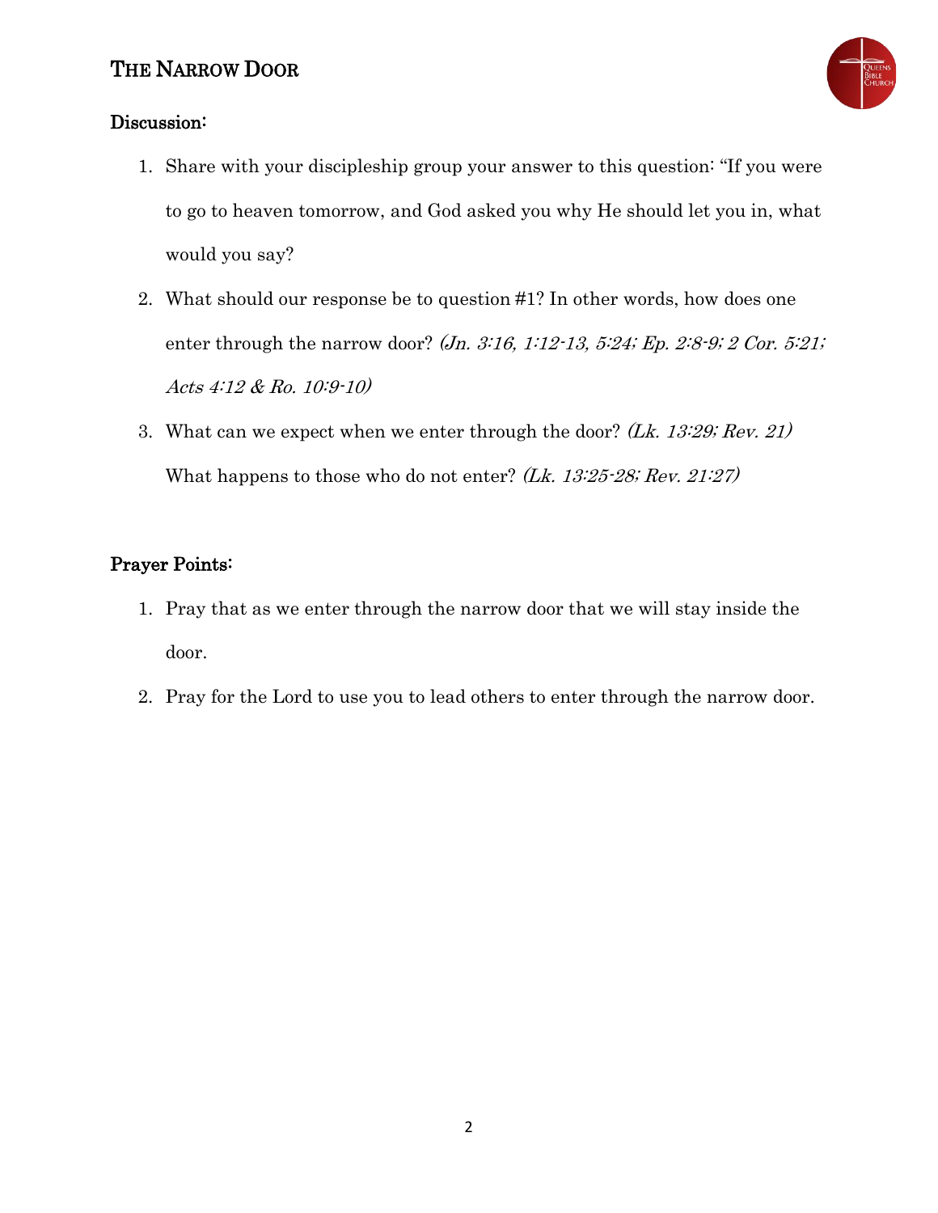# The Narrow Door

## Discussion:

1. Share with your discipleship group your answer to this question: "If you were to go to heaven tomorrow, and God asked you why He should let you in, what would you say?
2. What should our response be to question #1? In other words, how does one enter through the narrow door? *(Jn. 3:16, 1:12-13, 5:24; Ep. 2:8-9; 2 Cor. 5:21; Acts 4:12 & Ro. 10:9-10)*
3. What can we expect when we enter through the door? *(Lk. 13:29; Rev. 21)* What happens to those who do not enter? *(Lk. 13:25-28; Rev. 21:27)*

## Prayer Points:

1. Pray that as we enter through the narrow door that we will stay inside the door.
2. Pray for the Lord to use you to lead others to enter through the narrow door.